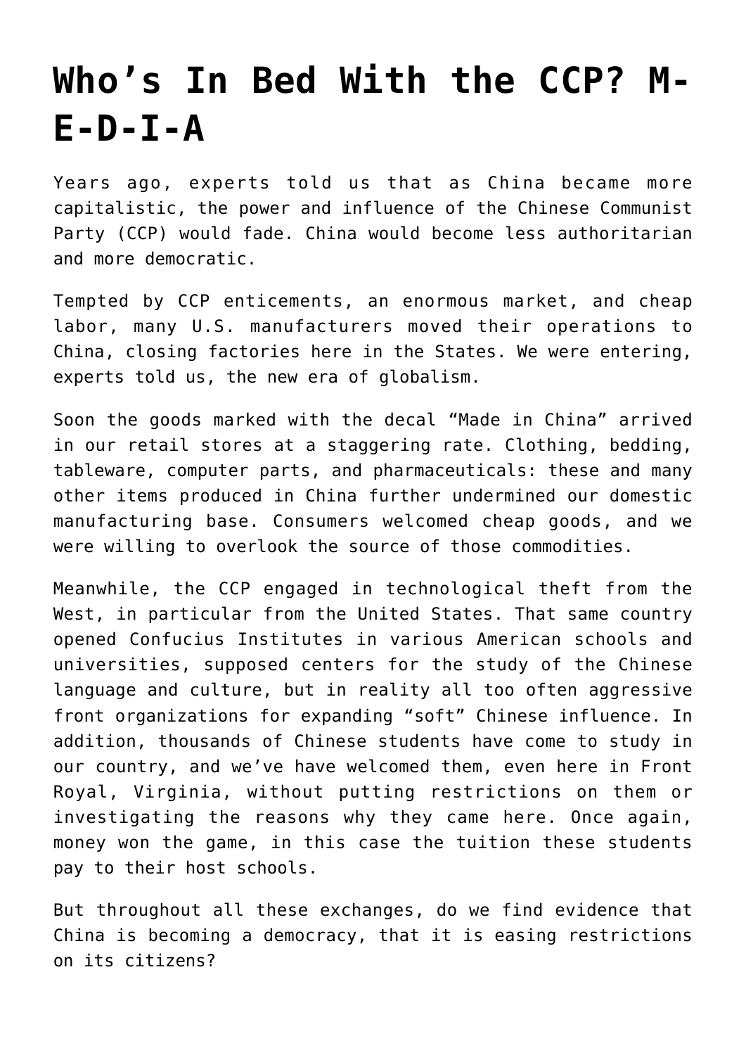# Who's In Bed With the CCP? M-E-D-I-A

Years ago, experts told us that as China became more capitalistic, the power and influence of the Chinese Communist Party (CCP) would fade. China would become less authoritarian and more democratic.

Tempted by CCP enticements, an enormous market, and cheap labor, many U.S. manufacturers moved their operations to China, closing factories here in the States. We were entering, experts told us, the new era of globalism.

Soon the goods marked with the decal "Made in China" arrived in our retail stores at a staggering rate. Clothing, bedding, tableware, computer parts, and pharmaceuticals: these and many other items produced in China further undermined our domestic manufacturing base. Consumers welcomed cheap goods, and we were willing to overlook the source of those commodities.

Meanwhile, the CCP engaged in technological theft from the West, in particular from the United States. That same country opened Confucius Institutes in various American schools and universities, supposed centers for the study of the Chinese language and culture, but in reality all too often aggressive front organizations for expanding "soft" Chinese influence. In addition, thousands of Chinese students have come to study in our country, and we've have welcomed them, even here in Front Royal, Virginia, without putting restrictions on them or investigating the reasons why they came here. Once again, money won the game, in this case the tuition these students pay to their host schools.

But throughout all these exchanges, do we find evidence that China is becoming a democracy, that it is easing restrictions on its citizens?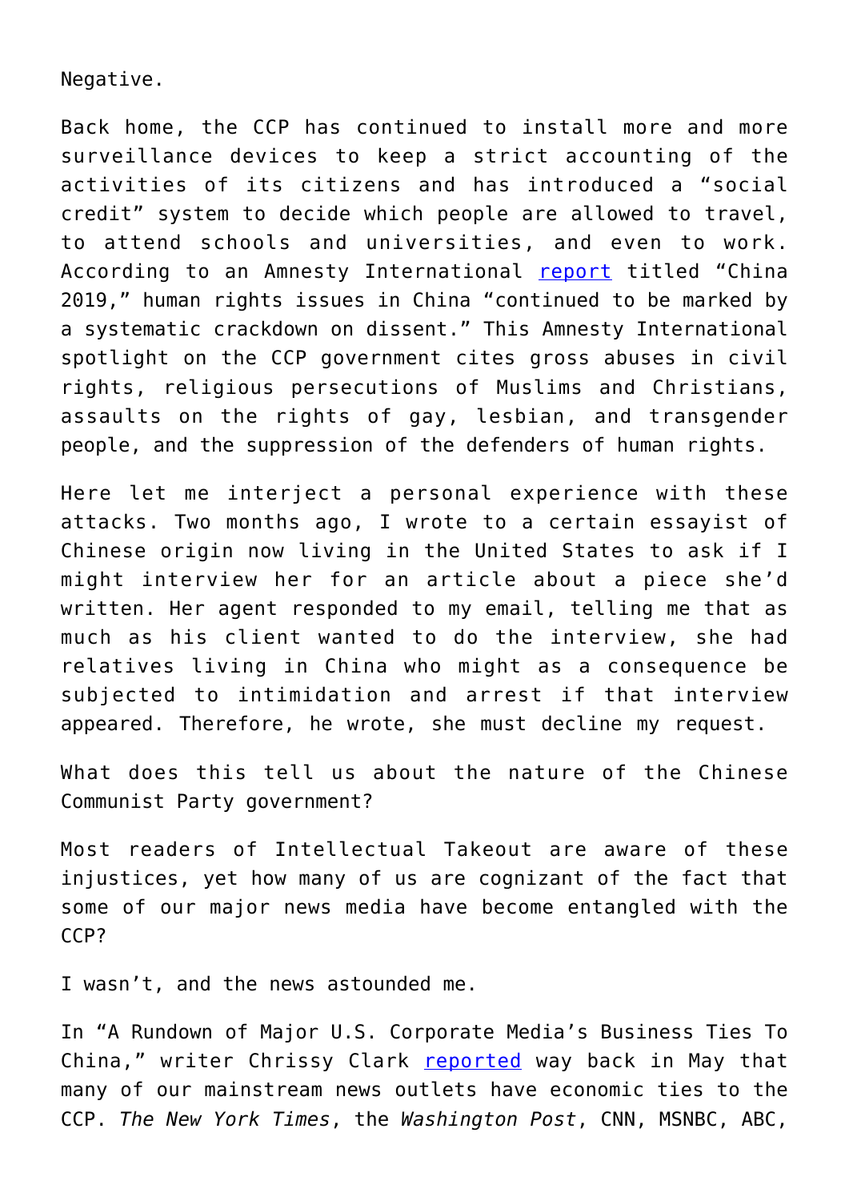Negative.

Back home, the CCP has continued to install more and more surveillance devices to keep a strict accounting of the activities of its citizens and has introduced a "social credit" system to decide which people are allowed to travel, to attend schools and universities, and even to work. According to an Amnesty International report titled "China 2019," human rights issues in China "continued to be marked by a systematic crackdown on dissent." This Amnesty International spotlight on the CCP government cites gross abuses in civil rights, religious persecutions of Muslims and Christians, assaults on the rights of gay, lesbian, and transgender people, and the suppression of the defenders of human rights.

Here let me interject a personal experience with these attacks. Two months ago, I wrote to a certain essayist of Chinese origin now living in the United States to ask if I might interview her for an article about a piece she'd written. Her agent responded to my email, telling me that as much as his client wanted to do the interview, she had relatives living in China who might as a consequence be subjected to intimidation and arrest if that interview appeared. Therefore, he wrote, she must decline my request.

What does this tell us about the nature of the Chinese Communist Party government?

Most readers of Intellectual Takeout are aware of these injustices, yet how many of us are cognizant of the fact that some of our major news media have become entangled with the CCP?

I wasn't, and the news astounded me.

In "A Rundown of Major U.S. Corporate Media's Business Ties To China," writer Chrissy Clark reported way back in May that many of our mainstream news outlets have economic ties to the CCP. *The New York Times*, the *Washington Post*, CNN, MSNBC, ABC,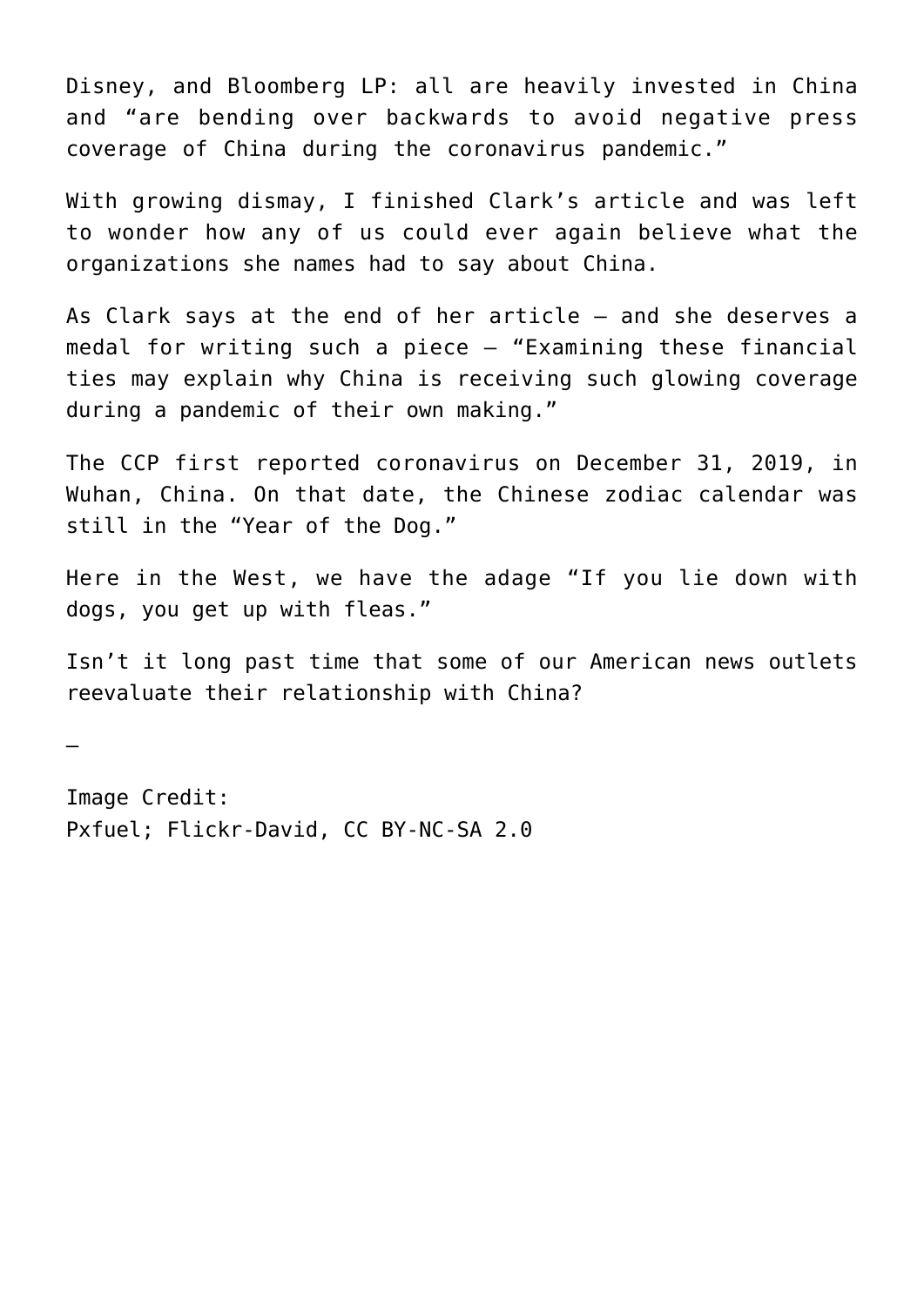Disney, and Bloomberg LP: all are heavily invested in China and "are bending over backwards to avoid negative press coverage of China during the coronavirus pandemic."

With growing dismay, I finished Clark's article and was left to wonder how any of us could ever again believe what the organizations she names had to say about China.

As Clark says at the end of her article – and she deserves a medal for writing such a piece – "Examining these financial ties may explain why China is receiving such glowing coverage during a pandemic of their own making."

The CCP first reported coronavirus on December 31, 2019, in Wuhan, China. On that date, the Chinese zodiac calendar was still in the "Year of the Dog."

Here in the West, we have the adage "If you lie down with dogs, you get up with fleas."

Isn't it long past time that some of our American news outlets reevaluate their relationship with China?

—

Image Credit:
Pxfuel; Flickr-David, CC BY-NC-SA 2.0